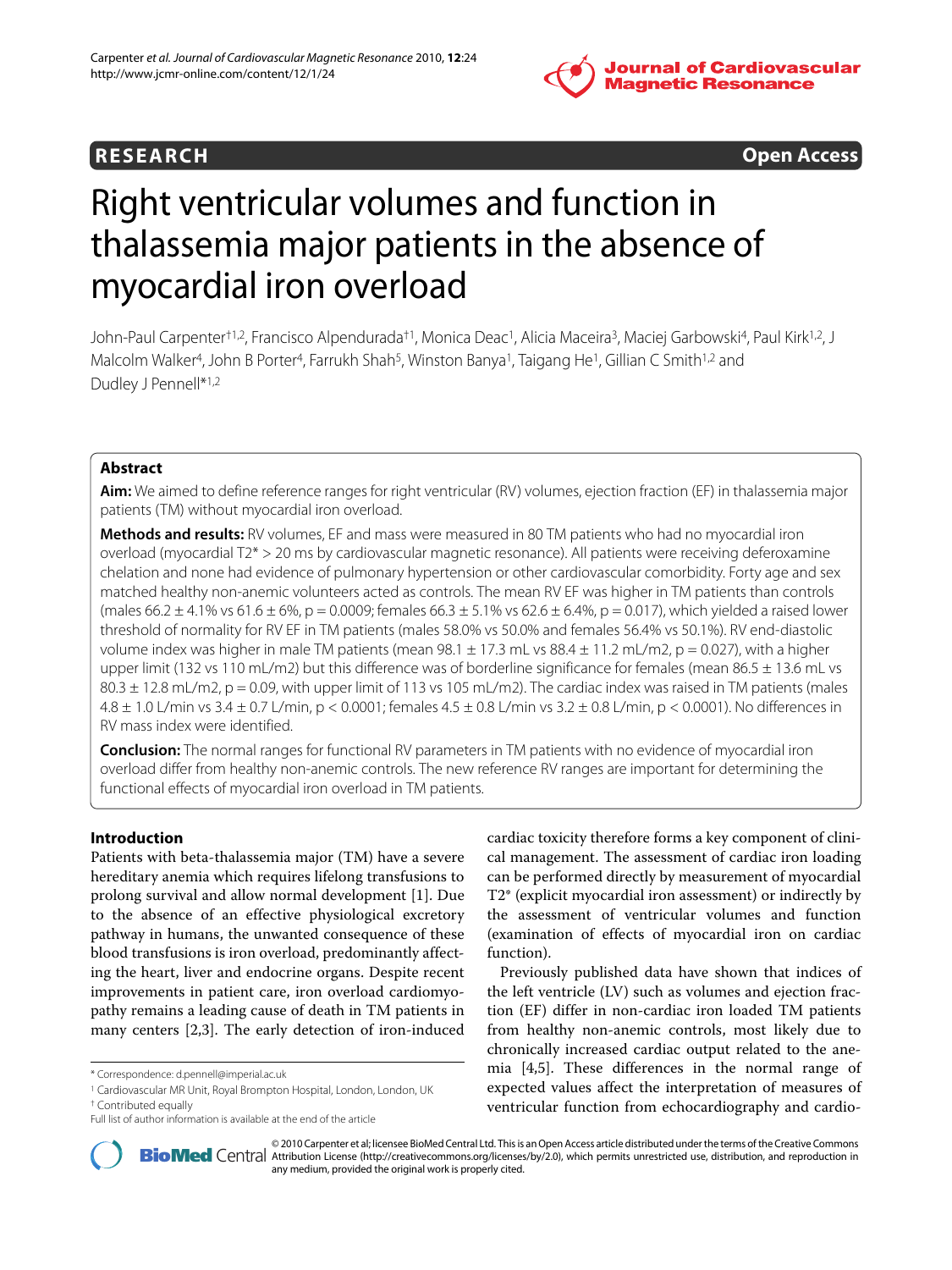**RESEARCH** **Open Access**

# Right ventricular volumes and function in thalassemia major patients in the absence of myocardial iron overload

John-Paul Carpenter[†1,2], Francisco Alpendurada[†1], Monica Deac[1], Alicia Maceira[3], Maciej Garbowski[4], Paul Kirk[1,2], J Malcolm Walker[4], John B Porter[4], Farrukh Shah[5], Winston Banya[1], Taigang He[1], Gillian C Smith[1,2] and Dudley J Pennell*[1,2]

## Abstract

**Aim:** We aimed to define reference ranges for right ventricular (RV) volumes, ejection fraction (EF) in thalassemia major patients (TM) without myocardial iron overload.

**Methods and results:** RV volumes, EF and mass were measured in 80 TM patients who had no myocardial iron overload (myocardial T2* > 20 ms by cardiovascular magnetic resonance). All patients were receiving deferoxamine chelation and none had evidence of pulmonary hypertension or other cardiovascular comorbidity. Forty age and sex matched healthy non-anemic volunteers acted as controls. The mean RV EF was higher in TM patients than controls (males 66.2 ± 4.1% vs 61.6 ± 6%, p = 0.0009; females 66.3 ± 5.1% vs 62.6 ± 6.4%, p = 0.017), which yielded a raised lower threshold of normality for RV EF in TM patients (males 58.0% vs 50.0% and females 56.4% vs 50.1%). RV end-diastolic volume index was higher in male TM patients (mean 98.1 ± 17.3 mL vs 88.4 ± 11.2 mL/m2, p = 0.027), with a higher upper limit (132 vs 110 mL/m2) but this difference was of borderline significance for females (mean 86.5 ± 13.6 mL vs 80.3 ± 12.8 mL/m2, p = 0.09, with upper limit of 113 vs 105 mL/m2). The cardiac index was raised in TM patients (males 4.8 ± 1.0 L/min vs 3.4 ± 0.7 L/min, p < 0.0001; females 4.5 ± 0.8 L/min vs 3.2 ± 0.8 L/min, p < 0.0001). No differences in RV mass index were identified.

**Conclusion:** The normal ranges for functional RV parameters in TM patients with no evidence of myocardial iron overload differ from healthy non-anemic controls. The new reference RV ranges are important for determining the functional effects of myocardial iron overload in TM patients.

## Introduction

Patients with beta-thalassemia major (TM) have a severe hereditary anemia which requires lifelong transfusions to prolong survival and allow normal development [1]. Due to the absence of an effective physiological excretory pathway in humans, the unwanted consequence of these blood transfusions is iron overload, predominantly affecting the heart, liver and endocrine organs. Despite recent improvements in patient care, iron overload cardiomyopathy remains a leading cause of death in TM patients in many centers [2,3]. The early detection of iron-induced cardiac toxicity therefore forms a key component of clinical management. The assessment of cardiac iron loading can be performed directly by measurement of myocardial T2* (explicit myocardial iron assessment) or indirectly by the assessment of ventricular volumes and function (examination of effects of myocardial iron on cardiac function).

Previously published data have shown that indices of the left ventricle (LV) such as volumes and ejection fraction (EF) differ in non-cardiac iron loaded TM patients from healthy non-anemic controls, most likely due to chronically increased cardiac output related to the anemia [4,5]. These differences in the normal range of expected values affect the interpretation of measures of ventricular function from echocardiography and cardio-

\* Correspondence: d.pennell@imperial.ac.uk
[1] Cardiovascular MR Unit, Royal Brompton Hospital, London, London, UK
[†] Contributed equally
Full list of author information is available at the end of the article

© 2010 Carpenter et al; licensee BioMed Central Ltd. This is an Open Access article distributed under the terms of the Creative Commons Attribution License (http://creativecommons.org/licenses/by/2.0), which permits unrestricted use, distribution, and reproduction in any medium, provided the original work is properly cited.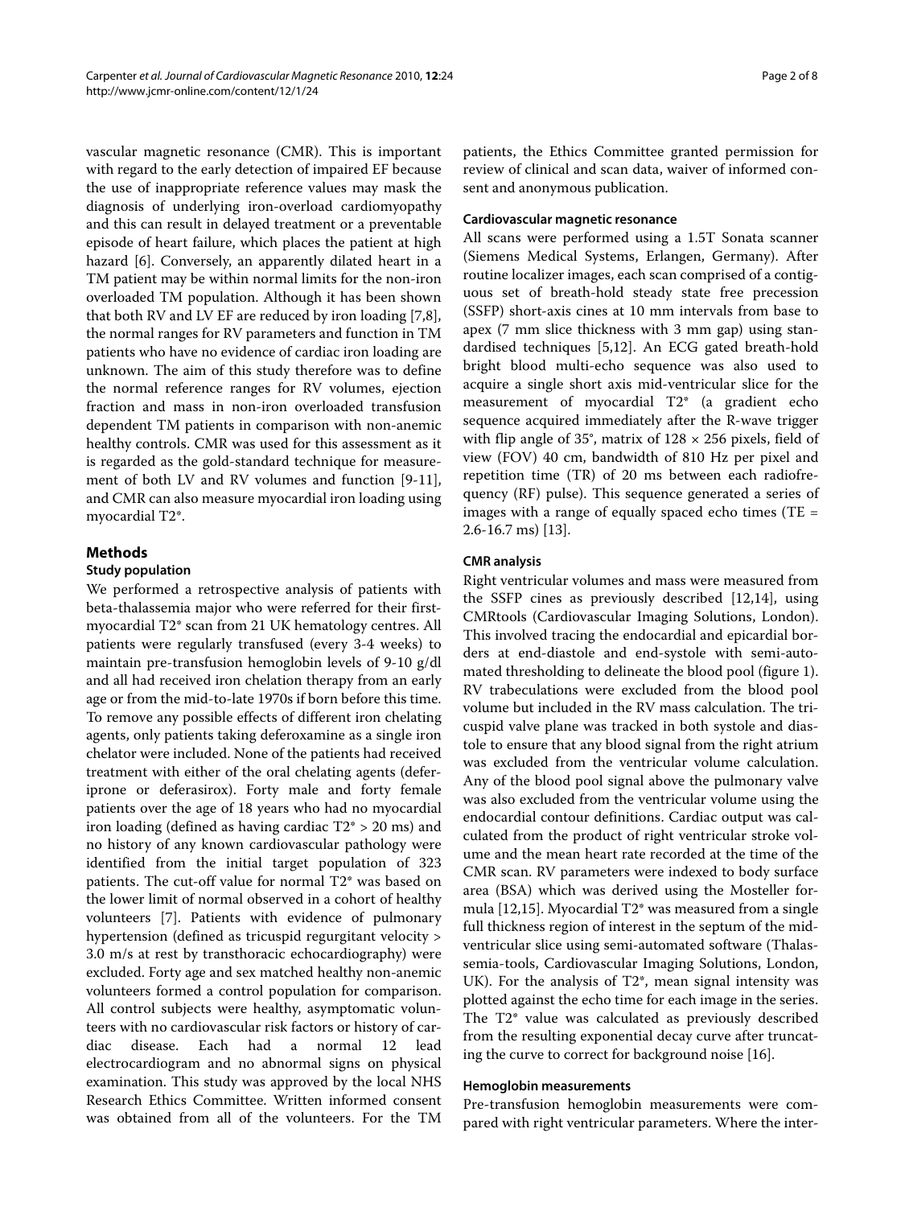vascular magnetic resonance (CMR). This is important with regard to the early detection of impaired EF because the use of inappropriate reference values may mask the diagnosis of underlying iron-overload cardiomyopathy and this can result in delayed treatment or a preventable episode of heart failure, which places the patient at high hazard [6]. Conversely, an apparently dilated heart in a TM patient may be within normal limits for the non-iron overloaded TM population. Although it has been shown that both RV and LV EF are reduced by iron loading [7,8], the normal ranges for RV parameters and function in TM patients who have no evidence of cardiac iron loading are unknown. The aim of this study therefore was to define the normal reference ranges for RV volumes, ejection fraction and mass in non-iron overloaded transfusion dependent TM patients in comparison with non-anemic healthy controls. CMR was used for this assessment as it is regarded as the gold-standard technique for measurement of both LV and RV volumes and function [9-11], and CMR can also measure myocardial iron loading using myocardial T2*.

## Methods

### Study population

We performed a retrospective analysis of patients with beta-thalassemia major who were referred for their first-myocardial T2* scan from 21 UK hematology centres. All patients were regularly transfused (every 3-4 weeks) to maintain pre-transfusion hemoglobin levels of 9-10 g/dl and all had received iron chelation therapy from an early age or from the mid-to-late 1970s if born before this time. To remove any possible effects of different iron chelating agents, only patients taking deferoxamine as a single iron chelator were included. None of the patients had received treatment with either of the oral chelating agents (deferiprone or deferasirox). Forty male and forty female patients over the age of 18 years who had no myocardial iron loading (defined as having cardiac T2* > 20 ms) and no history of any known cardiovascular pathology were identified from the initial target population of 323 patients. The cut-off value for normal T2* was based on the lower limit of normal observed in a cohort of healthy volunteers [7]. Patients with evidence of pulmonary hypertension (defined as tricuspid regurgitant velocity > 3.0 m/s at rest by transthoracic echocardiography) were excluded. Forty age and sex matched healthy non-anemic volunteers formed a control population for comparison. All control subjects were healthy, asymptomatic volunteers with no cardiovascular risk factors or history of cardiac disease. Each had a normal 12 lead electrocardiogram and no abnormal signs on physical examination. This study was approved by the local NHS Research Ethics Committee. Written informed consent was obtained from all of the volunteers. For the TM patients, the Ethics Committee granted permission for review of clinical and scan data, waiver of informed consent and anonymous publication.

### Cardiovascular magnetic resonance

All scans were performed using a 1.5T Sonata scanner (Siemens Medical Systems, Erlangen, Germany). After routine localizer images, each scan comprised of a contiguous set of breath-hold steady state free precession (SSFP) short-axis cines at 10 mm intervals from base to apex (7 mm slice thickness with 3 mm gap) using standardised techniques [5,12]. An ECG gated breath-hold bright blood multi-echo sequence was also used to acquire a single short axis mid-ventricular slice for the measurement of myocardial T2* (a gradient echo sequence acquired immediately after the R-wave trigger with flip angle of 35°, matrix of 128 × 256 pixels, field of view (FOV) 40 cm, bandwidth of 810 Hz per pixel and repetition time (TR) of 20 ms between each radiofrequency (RF) pulse). This sequence generated a series of images with a range of equally spaced echo times (TE = 2.6-16.7 ms) [13].

### CMR analysis

Right ventricular volumes and mass were measured from the SSFP cines as previously described [12,14], using CMRtools (Cardiovascular Imaging Solutions, London). This involved tracing the endocardial and epicardial borders at end-diastole and end-systole with semi-automated thresholding to delineate the blood pool (figure 1). RV trabeculations were excluded from the blood pool volume but included in the RV mass calculation. The tricuspid valve plane was tracked in both systole and diastole to ensure that any blood signal from the right atrium was excluded from the ventricular volume calculation. Any of the blood pool signal above the pulmonary valve was also excluded from the ventricular volume using the endocardial contour definitions. Cardiac output was calculated from the product of right ventricular stroke volume and the mean heart rate recorded at the time of the CMR scan. RV parameters were indexed to body surface area (BSA) which was derived using the Mosteller formula [12,15]. Myocardial T2* was measured from a single full thickness region of interest in the septum of the mid-ventricular slice using semi-automated software (Thalassemia-tools, Cardiovascular Imaging Solutions, London, UK). For the analysis of T2*, mean signal intensity was plotted against the echo time for each image in the series. The T2* value was calculated as previously described from the resulting exponential decay curve after truncating the curve to correct for background noise [16].

### Hemoglobin measurements

Pre-transfusion hemoglobin measurements were compared with right ventricular parameters. Where the inter-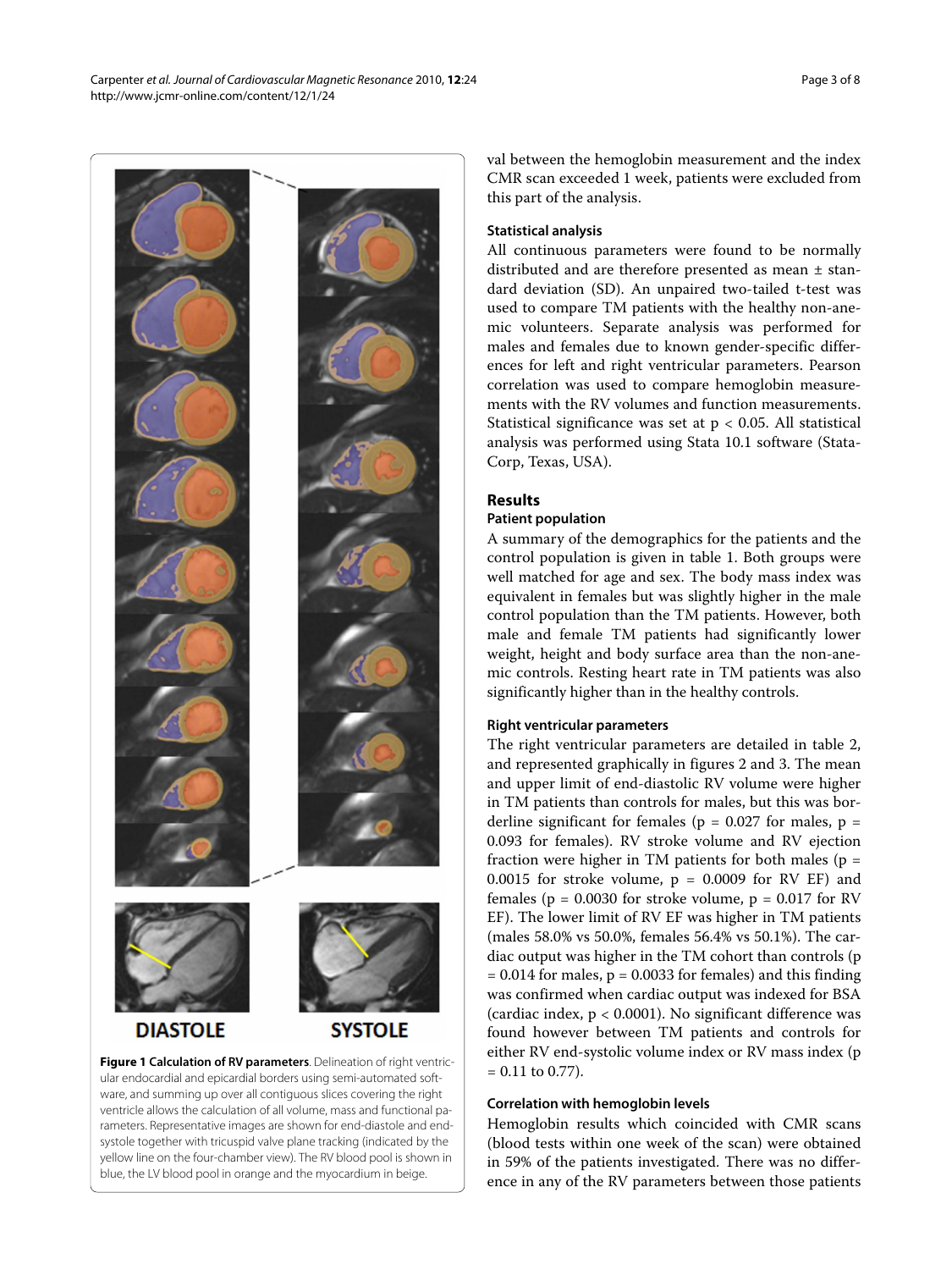DIASTOLE

SYSTOLE

**Figure 1 Calculation of RV parameters**. Delineation of right ventricular endocardial and epicardial borders using semi-automated software, and summing up over all contiguous slices covering the right ventricle allows the calculation of all volume, mass and functional parameters. Representative images are shown for end-diastole and end-systole together with tricuspid valve plane tracking (indicated by the yellow line on the four-chamber view). The RV blood pool is shown in blue, the LV blood pool in orange and the myocardium in beige.

val between the hemoglobin measurement and the index CMR scan exceeded 1 week, patients were excluded from this part of the analysis.

### Statistical analysis

All continuous parameters were found to be normally distributed and are therefore presented as mean ± standard deviation (SD). An unpaired two-tailed t-test was used to compare TM patients with the healthy non-anemic volunteers. Separate analysis was performed for males and females due to known gender-specific differences for left and right ventricular parameters. Pearson correlation was used to compare hemoglobin measurements with the RV volumes and function measurements. Statistical significance was set at $p < 0.05$. All statistical analysis was performed using Stata 10.1 software (StataCorp, Texas, USA).

## Results

### Patient population

A summary of the demographics for the patients and the control population is given in table 1. Both groups were well matched for age and sex. The body mass index was equivalent in females but was slightly higher in the male control population than the TM patients. However, both male and female TM patients had significantly lower weight, height and body surface area than the non-anemic controls. Resting heart rate in TM patients was also significantly higher than in the healthy controls.

### Right ventricular parameters

The right ventricular parameters are detailed in table 2, and represented graphically in figures 2 and 3. The mean and upper limit of end-diastolic RV volume were higher in TM patients than controls for males, but this was borderline significant for females ($p = 0.027$ for males, $p = 0.093$ for females). RV stroke volume and RV ejection fraction were higher in TM patients for both males ($p = 0.0015$ for stroke volume, $p = 0.0009$ for RV EF) and females ($p = 0.0030$ for stroke volume, $p = 0.017$ for RV EF). The lower limit of RV EF was higher in TM patients (males 58.0% vs 50.0%, females 56.4% vs 50.1%). The cardiac output was higher in the TM cohort than controls ($p = 0.014$ for males, $p = 0.0033$ for females) and this finding was confirmed when cardiac output was indexed for BSA (cardiac index, $p < 0.0001$). No significant difference was found however between TM patients and controls for either RV end-systolic volume index or RV mass index ($p = 0.11$ to $0.77$).

### Correlation with hemoglobin levels

Hemoglobin results which coincided with CMR scans (blood tests within one week of the scan) were obtained in 59% of the patients investigated. There was no difference in any of the RV parameters between those patients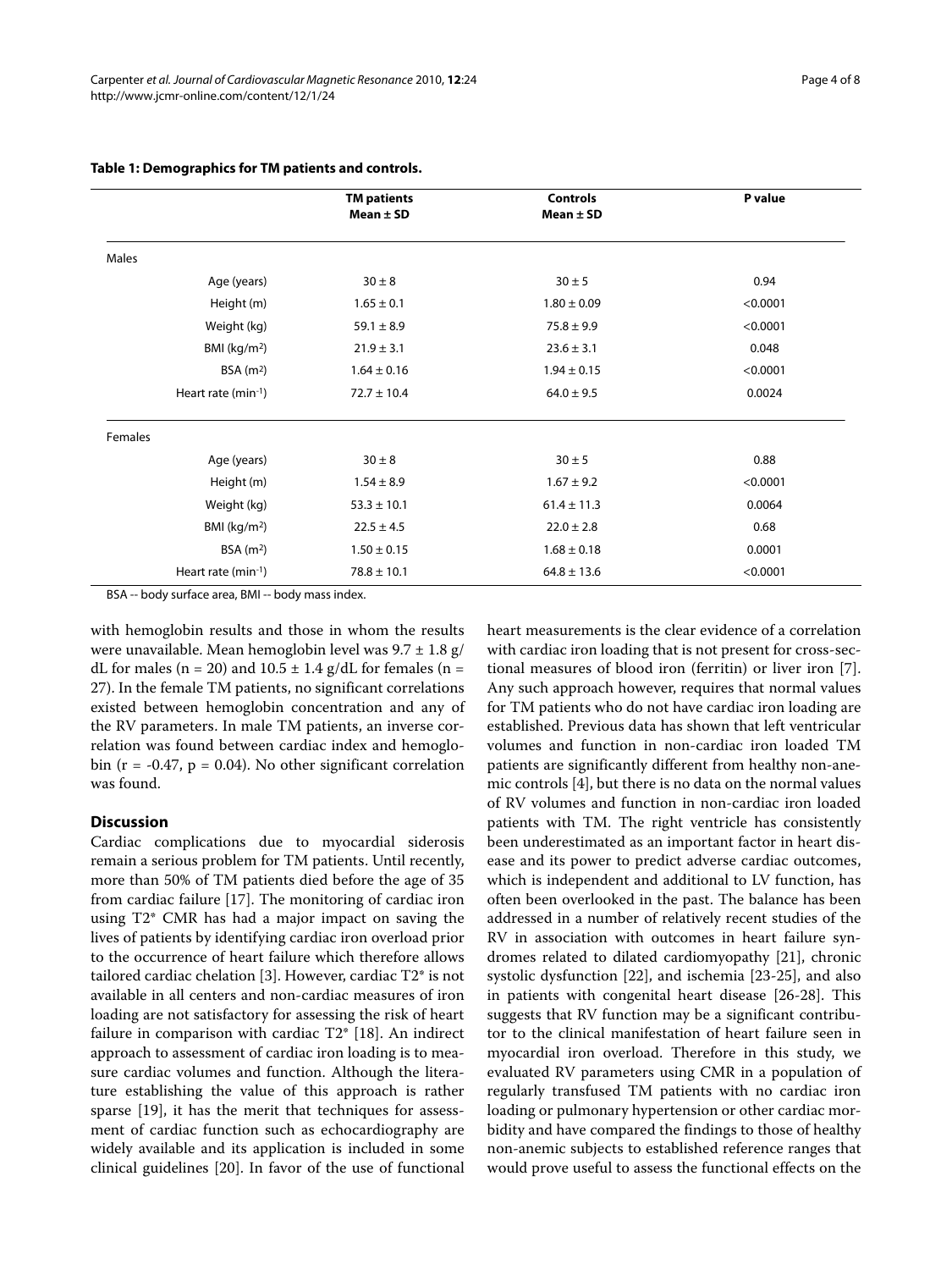**Table 1: Demographics for TM patients and controls.**

| | TM patients Mean ± SD | Controls Mean ± SD | P value |
|---|---|---|---|
| Males | | | |
| Age (years) | 30 ± 8 | 30 ± 5 | 0.94 |
| Height (m) | 1.65 ± 0.1 | 1.80 ± 0.09 | <0.0001 |
| Weight (kg) | 59.1 ± 8.9 | 75.8 ± 9.9 | <0.0001 |
| BMI (kg/m$^2$) | 21.9 ± 3.1 | 23.6 ± 3.1 | 0.048 |
| BSA (m$^2$) | 1.64 ± 0.16 | 1.94 ± 0.15 | <0.0001 |
| Heart rate (min$^{-1}$) | 72.7 ± 10.4 | 64.0 ± 9.5 | 0.0024 |
| Females | | | |
| Age (years) | 30 ± 8 | 30 ± 5 | 0.88 |
| Height (m) | 1.54 ± 8.9 | 1.67 ± 9.2 | <0.0001 |
| Weight (kg) | 53.3 ± 10.1 | 61.4 ± 11.3 | 0.0064 |
| BMI (kg/m$^2$) | 22.5 ± 4.5 | 22.0 ± 2.8 | 0.68 |
| BSA (m$^2$) | 1.50 ± 0.15 | 1.68 ± 0.18 | 0.0001 |
| Heart rate (min$^{-1}$) | 78.8 ± 10.1 | 64.8 ± 13.6 | <0.0001 |

BSA -- body surface area, BMI -- body mass index.

with hemoglobin results and those in whom the results were unavailable. Mean hemoglobin level was 9.7 ± 1.8 g/dL for males (n = 20) and 10.5 ± 1.4 g/dL for females (n = 27). In the female TM patients, no significant correlations existed between hemoglobin concentration and any of the RV parameters. In male TM patients, an inverse correlation was found between cardiac index and hemoglobin ($r = -0.47$, $p = 0.04$). No other significant correlation was found.

## Discussion

Cardiac complications due to myocardial siderosis remain a serious problem for TM patients. Until recently, more than 50% of TM patients died before the age of 35 from cardiac failure [17]. The monitoring of cardiac iron using T2* CMR has had a major impact on saving the lives of patients by identifying cardiac iron overload prior to the occurrence of heart failure which therefore allows tailored cardiac chelation [3]. However, cardiac T2* is not available in all centers and non-cardiac measures of iron loading are not satisfactory for assessing the risk of heart failure in comparison with cardiac T2* [18]. An indirect approach to assessment of cardiac iron loading is to measure cardiac volumes and function. Although the literature establishing the value of this approach is rather sparse [19], it has the merit that techniques for assessment of cardiac function such as echocardiography are widely available and its application is included in some clinical guidelines [20]. In favor of the use of functional heart measurements is the clear evidence of a correlation with cardiac iron loading that is not present for cross-sectional measures of blood iron (ferritin) or liver iron [7]. Any such approach however, requires that normal values for TM patients who do not have cardiac iron loading are established. Previous data has shown that left ventricular volumes and function in non-cardiac iron loaded TM patients are significantly different from healthy non-anemic controls [4], but there is no data on the normal values of RV volumes and function in non-cardiac iron loaded patients with TM. The right ventricle has consistently been underestimated as an important factor in heart disease and its power to predict adverse cardiac outcomes, which is independent and additional to LV function, has often been overlooked in the past. The balance has been addressed in a number of relatively recent studies of the RV in association with outcomes in heart failure syndromes related to dilated cardiomyopathy [21], chronic systolic dysfunction [22], and ischemia [23-25], and also in patients with congenital heart disease [26-28]. This suggests that RV function may be a significant contributor to the clinical manifestation of heart failure seen in myocardial iron overload. Therefore in this study, we evaluated RV parameters using CMR in a population of regularly transfused TM patients with no cardiac iron loading or pulmonary hypertension or other cardiac morbidity and have compared the findings to those of healthy non-anemic subjects to established reference ranges that would prove useful to assess the functional effects on the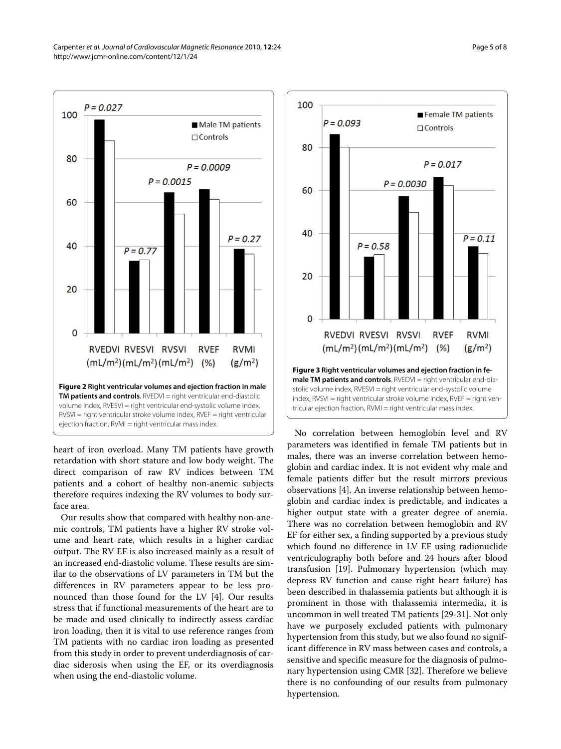P = 0.027

100

80

60

40

20

0

P = 0.0009

P = 0.0015

P = 0.27

P = 0.77

■ Male TM patients

□ Controls

RVEDVI (mL/m²) RVESVI (mL/m²) RVSVI (mL/m²) RVEF (%) RVMI (g/m²)

**Figure 2 Right ventricular volumes and ejection fraction in male TM patients and controls**. RVEDVI = right ventricular end-diastolic volume index, RVESVI = right ventricular end-systolic volume index, RVSVI = right ventricular stroke volume index, RVEF = right ventricular ejection fraction, RVMI = right ventricular mass index.

100

80

60

40

20

0

P = 0.093

P = 0.017

P = 0.0030

P = 0.58

P = 0.11

■ Female TM patients

□ Controls

RVEDVI (mL/m²) RVESVI (mL/m²) RVSVI (mL/m²) RVEF (%) RVMI (g/m²)

**Figure 3 Right ventricular volumes and ejection fraction in female TM patients and controls**. RVEDVI = right ventricular end-diastolic volume index, RVESVI = right ventricular end-systolic volume index, RVSVI = right ventricular stroke volume index, RVEF = right ventricular ejection fraction, RVMI = right ventricular mass index.

heart of iron overload. Many TM patients have growth retardation with short stature and low body weight. The direct comparison of raw RV indices between TM patients and a cohort of healthy non-anemic subjects therefore requires indexing the RV volumes to body surface area.

Our results show that compared with healthy non-anemic controls, TM patients have a higher RV stroke volume and heart rate, which results in a higher cardiac output. The RV EF is also increased mainly as a result of an increased end-diastolic volume. These results are similar to the observations of LV parameters in TM but the differences in RV parameters appear to be less pronounced than those found for the LV [4]. Our results stress that if functional measurements of the heart are to be made and used clinically to indirectly assess cardiac iron loading, then it is vital to use reference ranges from TM patients with no cardiac iron loading as presented from this study in order to prevent underdiagnosis of cardiac siderosis when using the EF, or its overdiagnosis when using the end-diastolic volume.

No correlation between hemoglobin level and RV parameters was identified in female TM patients but in males, there was an inverse correlation between hemoglobin and cardiac index. It is not evident why male and female patients differ but the result mirrors previous observations [4]. An inverse relationship between hemoglobin and cardiac index is predictable, and indicates a higher output state with a greater degree of anemia. There was no correlation between hemoglobin and RV EF for either sex, a finding supported by a previous study which found no difference in LV EF using radionuclide ventriculography both before and 24 hours after blood transfusion [19]. Pulmonary hypertension (which may depress RV function and cause right heart failure) has been described in thalassemia patients but although it is prominent in those with thalassemia intermedia, it is uncommon in well treated TM patients [29-31]. Not only have we purposely excluded patients with pulmonary hypertension from this study, but we also found no significant difference in RV mass between cases and controls, a sensitive and specific measure for the diagnosis of pulmonary hypertension using CMR [32]. Therefore we believe there is no confounding of our results from pulmonary hypertension.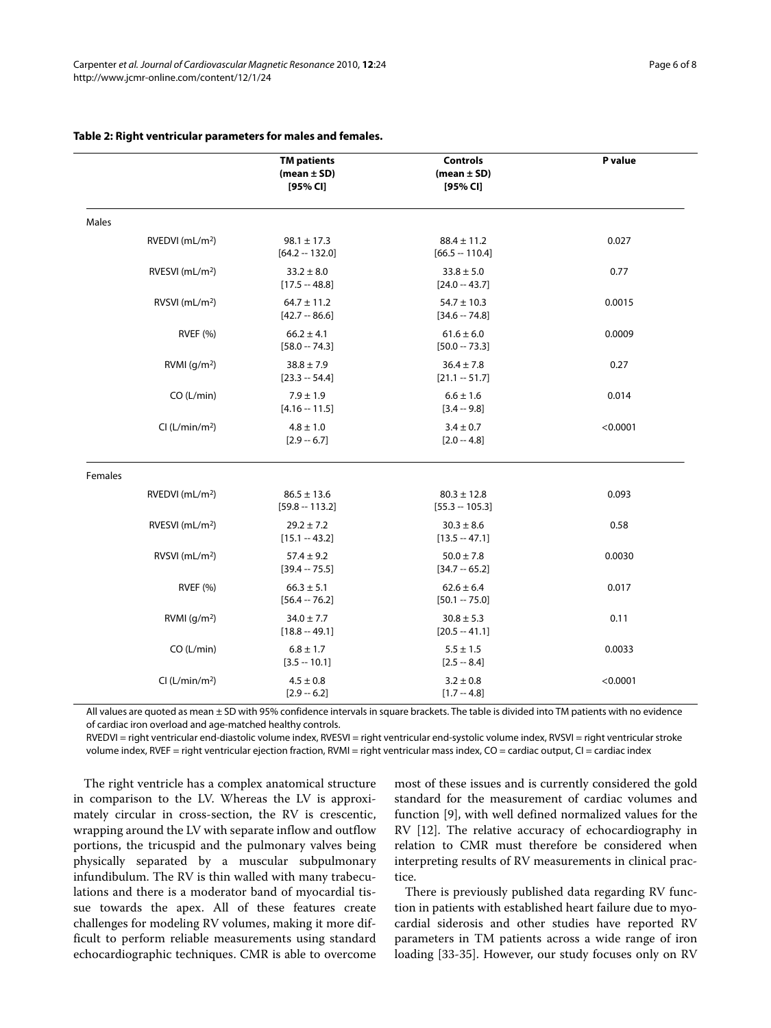**Table 2: Right ventricular parameters for males and females.**

| | TM patients (mean ± SD) [95% CI] | Controls (mean ± SD) [95% CI] | P value |
|---|---|---|---|
| Males | | | |
| RVEDVI (mL/m$^2$) | 98.1 ± 17.3 [64.2 -- 132.0] | 88.4 ± 11.2 [66.5 -- 110.4] | 0.027 |
| RVESVI (mL/m$^2$) | 33.2 ± 8.0 [17.5 -- 48.8] | 33.8 ± 5.0 [24.0 -- 43.7] | 0.77 |
| RVSVI (mL/m$^2$) | 64.7 ± 11.2 [42.7 -- 86.6] | 54.7 ± 10.3 [34.6 -- 74.8] | 0.0015 |
| RVEF (%) | 66.2 ± 4.1 [58.0 -- 74.3] | 61.6 ± 6.0 [50.0 -- 73.3] | 0.0009 |
| RVMI (g/m$^2$) | 38.8 ± 7.9 [23.3 -- 54.4] | 36.4 ± 7.8 [21.1 -- 51.7] | 0.27 |
| CO (L/min) | 7.9 ± 1.9 [4.16 -- 11.5] | 6.6 ± 1.6 [3.4 -- 9.8] | 0.014 |
| CI (L/min/m$^2$) | 4.8 ± 1.0 [2.9 -- 6.7] | 3.4 ± 0.7 [2.0 -- 4.8] | <0.0001 |
| Females | | | |
| RVEDVI (mL/m$^2$) | 86.5 ± 13.6 [59.8 -- 113.2] | 80.3 ± 12.8 [55.3 -- 105.3] | 0.093 |
| RVESVI (mL/m$^2$) | 29.2 ± 7.2 [15.1 -- 43.2] | 30.3 ± 8.6 [13.5 -- 47.1] | 0.58 |
| RVSVI (mL/m$^2$) | 57.4 ± 9.2 [39.4 -- 75.5] | 50.0 ± 7.8 [34.7 -- 65.2] | 0.0030 |
| RVEF (%) | 66.3 ± 5.1 [56.4 -- 76.2] | 62.6 ± 6.4 [50.1 -- 75.0] | 0.017 |
| RVMI (g/m$^2$) | 34.0 ± 7.7 [18.8 -- 49.1] | 30.8 ± 5.3 [20.5 -- 41.1] | 0.11 |
| CO (L/min) | 6.8 ± 1.7 [3.5 -- 10.1] | 5.5 ± 1.5 [2.5 -- 8.4] | 0.0033 |
| CI (L/min/m$^2$) | 4.5 ± 0.8 [2.9 -- 6.2] | 3.2 ± 0.8 [1.7 -- 4.8] | <0.0001 |

All values are quoted as mean ± SD with 95% confidence intervals in square brackets. The table is divided into TM patients with no evidence of cardiac iron overload and age-matched healthy controls.

RVEDVI = right ventricular end-diastolic volume index, RVESVI = right ventricular end-systolic volume index, RVSVI = right ventricular stroke volume index, RVEF = right ventricular ejection fraction, RVMI = right ventricular mass index, CO = cardiac output, CI = cardiac index

The right ventricle has a complex anatomical structure in comparison to the LV. Whereas the LV is approximately circular in cross-section, the RV is crescentic, wrapping around the LV with separate inflow and outflow portions, the tricuspid and the pulmonary valves being physically separated by a muscular subpulmonary infundibulum. The RV is thin walled with many trabeculations and there is a moderator band of myocardial tissue towards the apex. All of these features create challenges for modeling RV volumes, making it more difficult to perform reliable measurements using standard echocardiographic techniques. CMR is able to overcome most of these issues and is currently considered the gold standard for the measurement of cardiac volumes and function [9], with well defined normalized values for the RV [12]. The relative accuracy of echocardiography in relation to CMR must therefore be considered when interpreting results of RV measurements in clinical practice.

There is previously published data regarding RV function in patients with established heart failure due to myocardial siderosis and other studies have reported RV parameters in TM patients across a wide range of iron loading [33-35]. However, our study focuses only on RV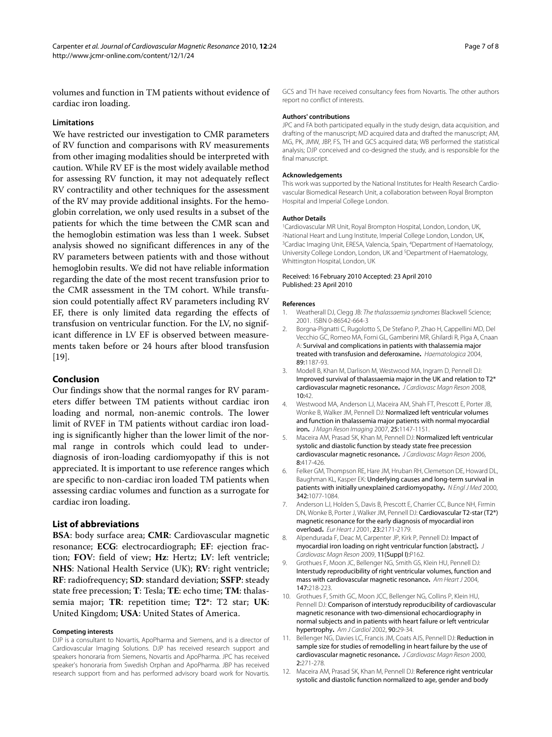volumes and function in TM patients without evidence of cardiac iron loading.

### Limitations

We have restricted our investigation to CMR parameters of RV function and comparisons with RV measurements from other imaging modalities should be interpreted with caution. While RV EF is the most widely available method for assessing RV function, it may not adequately reflect RV contractility and other techniques for the assessment of the RV may provide additional insights. For the hemoglobin correlation, we only used results in a subset of the patients for which the time between the CMR scan and the hemoglobin estimation was less than 1 week. Subset analysis showed no significant differences in any of the RV parameters between patients with and those without hemoglobin results. We did not have reliable information regarding the date of the most recent transfusion prior to the CMR assessment in the TM cohort. While transfusion could potentially affect RV parameters including RV EF, there is only limited data regarding the effects of transfusion on ventricular function. For the LV, no significant difference in LV EF is observed between measurements taken before or 24 hours after blood transfusion [19].

## Conclusion

Our findings show that the normal ranges for RV parameters differ between TM patients without cardiac iron loading and normal, non-anemic controls. The lower limit of RVEF in TM patients without cardiac iron loading is significantly higher than the lower limit of the normal range in controls which could lead to underdiagnosis of iron-loading cardiomyopathy if this is not appreciated. It is important to use reference ranges which are specific to non-cardiac iron loaded TM patients when assessing cardiac volumes and function as a surrogate for cardiac iron loading.

## List of abbreviations

**BSA**: body surface area; **CMR**: Cardiovascular magnetic resonance; **ECG**: electrocardiograph; **EF**: ejection fraction; **FOV**: field of view; **Hz**: Hertz; **LV**: left ventricle; **NHS**: National Health Service (UK); **RV**: right ventricle; **RF**: radiofrequency; **SD**: standard deviation; **SSFP**: steady state free precession; **T**: Tesla; **TE**: echo time; **TM**: thalassemia major; **TR**: repetition time; **T2***: T2 star; **UK**: United Kingdom; **USA**: United States of America.

#### Competing interests

DJP is a consultant to Novartis, ApoPharma and Siemens, and is a director of Cardiovascular Imaging Solutions. DJP has received research support and speakers honoraria from Siemens, Novartis and ApoPharma. JPC has received speaker's honoraria from Swedish Orphan and ApoPharma. JBP has received research support from and has performed advisory board work for Novartis. GCS and TH have received consultancy fees from Novartis. The other authors report no conflict of interests.

#### Authors' contributions

JPC and FA both participated equally in the study design, data acquisition, and drafting of the manuscript; MD acquired data and drafted the manuscript; AM, MG, PK, JMW, JBP, FS, TH and GCS acquired data; WB performed the statistical analysis; DJP conceived and co-designed the study, and is responsible for the final manuscript.

#### Acknowledgements

This work was supported by the National Institutes for Health Research Cardiovascular Biomedical Research Unit, a collaboration between Royal Brompton Hospital and Imperial College London.

#### Author Details

[1]Cardiovascular MR Unit, Royal Brompton Hospital, London, London, UK, [2]National Heart and Lung Institute, Imperial College London, London, UK, [3]Cardiac Imaging Unit, ERESA, Valencia, Spain, [4]Department of Haematology, University College London, London, UK and [5]Department of Haematology, Whittington Hospital, London, UK

Received: 16 February 2010 Accepted: 23 April 2010
Published: 23 April 2010

#### References

1. Weatherall DJ, Clegg JB: *The thalassaemia syndromes* Blackwell Science; 2001. ISBN 0-86542-664-3
2. Borgna-Pignatti C, Rugolotto S, De Stefano P, Zhao H, Cappellini MD, Del Vecchio GC, Romeo MA, Forni GL, Gamberini MR, Ghilardi R, Piga A, Cnaan A: Survival and complications in patients with thalassemia major treated with transfusion and deferoxamine. *Haematologica* 2004, **89**:1187-93.
3. Modell B, Khan M, Darlison M, Westwood MA, Ingram D, Pennell DJ: Improved survival of thalassaemia major in the UK and relation to T2* cardiovascular magnetic resonance. *J Cardiovasc Magn Reson* 2008, **10**:42.
4. Westwood MA, Anderson LJ, Maceira AM, Shah FT, Prescott E, Porter JB, Wonke B, Walker JM, Pennell DJ: Normalized left ventricular volumes and function in thalassemia major patients with normal myocardial iron. *J Magn Reson Imaging* 2007, **25**:1147-1151.
5. Maceira AM, Prasad SK, Khan M, Pennell DJ: Normalized left ventricular systolic and diastolic function by steady state free precession cardiovascular magnetic resonance. *J Cardiovasc Magn Reson* 2006, **8**:417-426.
6. Felker GM, Thompson RE, Hare JM, Hruban RH, Clemetson DE, Howard DL, Baughman KL, Kasper EK: Underlying causes and long-term survival in patients with initially unexplained cardiomyopathy. *N Engl J Med* 2000, **342**:1077-1084.
7. Anderson LJ, Holden S, Davis B, Prescott E, Charrier CC, Bunce NH, Firmin DN, Wonke B, Porter J, Walker JM, Pennell DJ: Cardiovascular T2-star (T2*) magnetic resonance for the early diagnosis of myocardial iron overload. *Eur Heart J* 2001, **23**:2171-2179.
8. Alpendurada F, Deac M, Carpenter JP, Kirk P, Pennell DJ: Impact of myocardial iron loading on right ventricular function [abstract]. *J Cardiovasc Magn Reson* 2009, **11(Suppl I)**:P162.
9. Grothues F, Moon JC, Bellenger NG, Smith GS, Klein HU, Pennell DJ: Interstudy reproducibility of right ventricular volumes, function and mass with cardiovascular magnetic resonance. *Am Heart J* 2004, **147**:218-223.
10. Grothues F, Smith GC, Moon JCC, Bellenger NG, Collins P, Klein HU, Pennell DJ: Comparison of interstudy reproducibility of cardiovascular magnetic resonance with two-dimensional echocardiography in normal subjects and in patients with heart failure or left ventricular hypertrophy. *Am J Cardiol* 2002, **90**:29-34.
11. Bellenger NG, Davies LC, Francis JM, Coats AJS, Pennell DJ: Reduction in sample size for studies of remodelling in heart failure by the use of cardiovascular magnetic resonance. *J Cardiovasc Magn Reson* 2000, **2**:271-278.
12. Maceira AM, Prasad SK, Khan M, Pennell DJ: Reference right ventricular systolic and diastolic function normalized to age, gender and body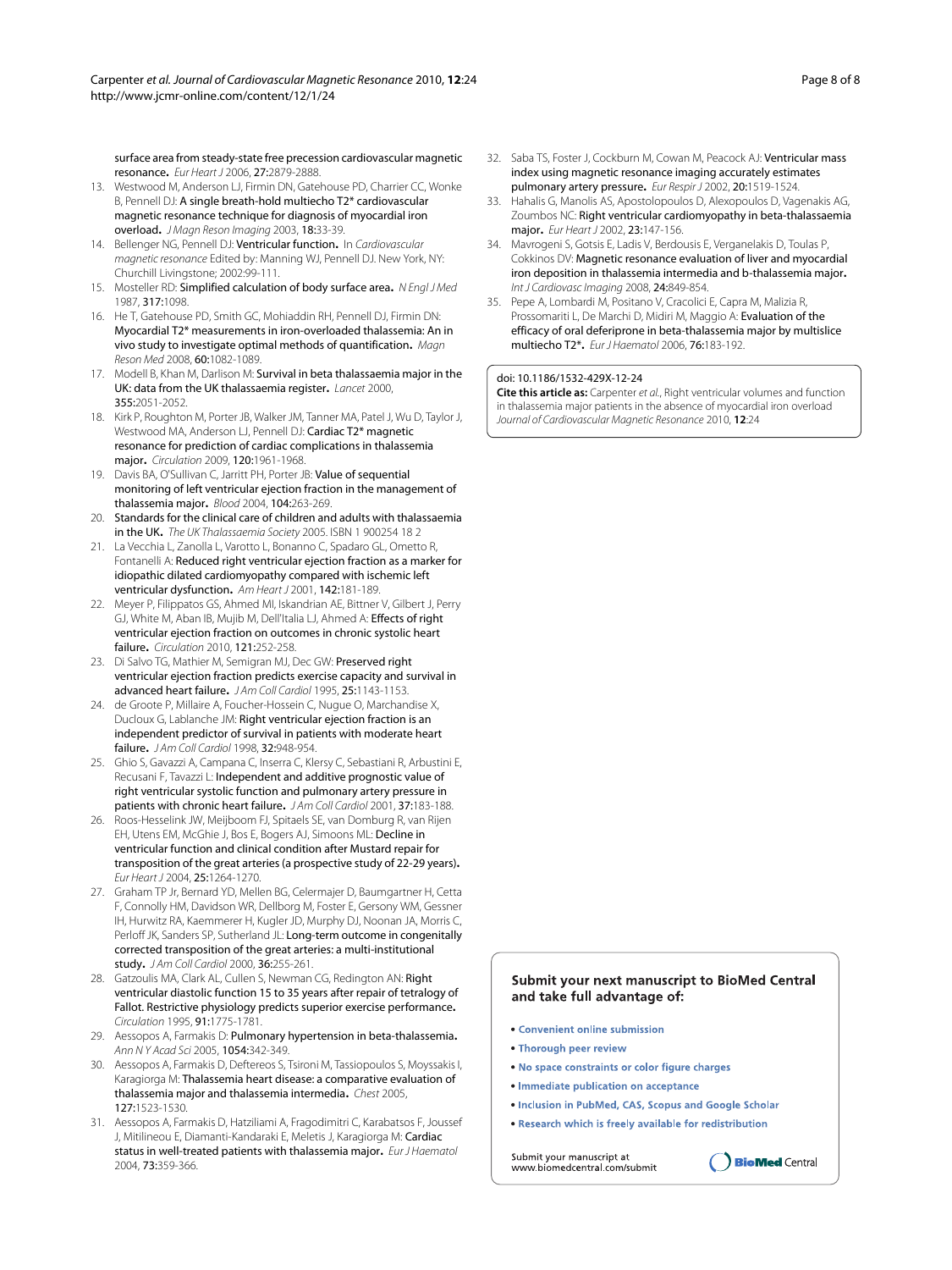surface area from steady-state free precession cardiovascular magnetic resonance. *Eur Heart J* 2006, **27**:2879-2888.

13. Westwood M, Anderson LJ, Firmin DN, Gatehouse PD, Charrier CC, Wonke B, Pennell DJ: **A single breath-hold multiecho T2* cardiovascular magnetic resonance technique for diagnosis of myocardial iron overload.** *J Magn Reson Imaging* 2003, **18**:33-39.
14. Bellenger NG, Pennell DJ: **Ventricular function.** In *Cardiovascular magnetic resonance* Edited by: Manning WJ, Pennell DJ. New York, NY: Churchill Livingstone; 2002:99-111.
15. Mosteller RD: **Simplified calculation of body surface area.** *N Engl J Med* 1987, **317**:1098.
16. He T, Gatehouse PD, Smith GC, Mohiaddin RH, Pennell DJ, Firmin DN: **Myocardial T2* measurements in iron-overloaded thalassemia: An in vivo study to investigate optimal methods of quantification.** *Magn Reson Med* 2008, **60**:1082-1089.
17. Modell B, Khan M, Darlison M: **Survival in beta thalassaemia major in the UK: data from the UK thalassaemia register.** *Lancet* 2000, **355**:2051-2052.
18. Kirk P, Roughton M, Porter JB, Walker JM, Tanner MA, Patel J, Wu D, Taylor J, Westwood MA, Anderson LJ, Pennell DJ: **Cardiac T2* magnetic resonance for prediction of cardiac complications in thalassemia major.** *Circulation* 2009, **120**:1961-1968.
19. Davis BA, O'Sullivan C, Jarritt PH, Porter JB: **Value of sequential monitoring of left ventricular ejection fraction in the management of thalassemia major.** *Blood* 2004, **104**:263-269.
20. **Standards for the clinical care of children and adults with thalassaemia in the UK.** *The UK Thalassaemia Society* 2005. ISBN 1 900254 18 2
21. La Vecchia L, Zanolla L, Varotto L, Bonanno C, Spadaro GL, Ometto R, Fontanelli A: **Reduced right ventricular ejection fraction as a marker for idiopathic dilated cardiomyopathy compared with ischemic left ventricular dysfunction.** *Am Heart J* 2001, **142**:181-189.
22. Meyer P, Filippatos GS, Ahmed MI, Iskandrian AE, Bittner V, Gilbert J, Perry GJ, White M, Aban IB, Mujib M, Dell'Italia LJ, Ahmed A: **Effects of right ventricular ejection fraction on outcomes in chronic systolic heart failure.** *Circulation* 2010, **121**:252-258.
23. Di Salvo TG, Mathier M, Semigran MJ, Dec GW: **Preserved right ventricular ejection fraction predicts exercise capacity and survival in advanced heart failure.** *J Am Coll Cardiol* 1995, **25**:1143-1153.
24. de Groote P, Millaire A, Foucher-Hossein C, Nugue O, Marchandise X, Ducloux G, Lablanche JM: **Right ventricular ejection fraction is an independent predictor of survival in patients with moderate heart failure.** *J Am Coll Cardiol* 1998, **32**:948-954.
25. Ghio S, Gavazzi A, Campana C, Inserra C, Klersy C, Sebastiani R, Arbustini E, Recusani F, Tavazzi L: **Independent and additive prognostic value of right ventricular systolic function and pulmonary artery pressure in patients with chronic heart failure.** *J Am Coll Cardiol* 2001, **37**:183-188.
26. Roos-Hesselink JW, Meijboom FJ, Spitaels SE, van Domburg R, van Rijen EH, Utens EM, McGhie J, Bos E, Bogers AJ, Simoons ML: **Decline in ventricular function and clinical condition after Mustard repair for transposition of the great arteries (a prospective study of 22-29 years).** *Eur Heart J* 2004, **25**:1264-1270.
27. Graham TP Jr, Bernard YD, Mellen BG, Celermajer D, Baumgartner H, Cetta F, Connolly HM, Davidson WR, Dellborg M, Foster E, Gersony WM, Gessner IH, Hurwitz RA, Kaemmerer H, Kugler JD, Murphy DJ, Noonan JA, Morris C, Perloff JK, Sanders SP, Sutherland JL: **Long-term outcome in congenitally corrected transposition of the great arteries: a multi-institutional study.** *J Am Coll Cardiol* 2000, **36**:255-261.
28. Gatzoulis MA, Clark AL, Cullen S, Newman CG, Redington AN: **Right ventricular diastolic function 15 to 35 years after repair of tetralogy of Fallot. Restrictive physiology predicts superior exercise performance.** *Circulation* 1995, **91**:1775-1781.
29. Aessopos A, Farmakis D: **Pulmonary hypertension in beta-thalassemia.** *Ann N Y Acad Sci* 2005, **1054**:342-349.
30. Aessopos A, Farmakis D, Deftereos S, Tsironi M, Tassiopoulos S, Moyssakis I, Karagiorga M: **Thalassemia heart disease: a comparative evaluation of thalassemia major and thalassemia intermedia.** *Chest* 2005, **127**:1523-1530.
31. Aessopos A, Farmakis D, Hatziliami A, Fragodimitri C, Karabatsos F, Joussef J, Mitilineou E, Diamanti-Kandaraki E, Meletis J, Karagiorga M: **Cardiac status in well-treated patients with thalassemia major.** *Eur J Haematol* 2004, **73**:359-366.
32. Saba TS, Foster J, Cockburn M, Cowan M, Peacock AJ: **Ventricular mass index using magnetic resonance imaging accurately estimates pulmonary artery pressure.** *Eur Respir J* 2002, **20**:1519-1524.
33. Hahalis G, Manolis AS, Apostolopoulos D, Alexopoulos D, Vagenakis AG, Zoumbos NC: **Right ventricular cardiomyopathy in beta-thalassaemia major.** *Eur Heart J* 2002, **23**:147-156.
34. Mavrogeni S, Gotsis E, Ladis V, Berdousis E, Verganelakis D, Toulas P, Cokkinos DV: **Magnetic resonance evaluation of liver and myocardial iron deposition in thalassemia intermedia and b-thalassemia major.** *Int J Cardiovasc Imaging* 2008, **24**:849-854.
35. Pepe A, Lombardi M, Positano V, Cracolici E, Capra M, Malizia R, Prossomariti L, De Marchi D, Midiri M, Maggio A: **Evaluation of the efficacy of oral deferiprone in beta-thalassemia major by multislice multiecho T2*.** *Eur J Haematol* 2006, **76**:183-192.

doi: 10.1186/1532-429X-12-24

**Cite this article as:** Carpenter *et al.*, Right ventricular volumes and function in thalassemia major patients in the absence of myocardial iron overload *Journal of Cardiovascular Magnetic Resonance* 2010, **12**:24

**Submit your next manuscript to BioMed Central and take full advantage of:**

- Convenient online submission
- Thorough peer review
- No space constraints or color figure charges
- Immediate publication on acceptance
- Inclusion in PubMed, CAS, Scopus and Google Scholar
- Research which is freely available for redistribution

Submit your manuscript at www.biomedcentral.com/submit

BioMed Central